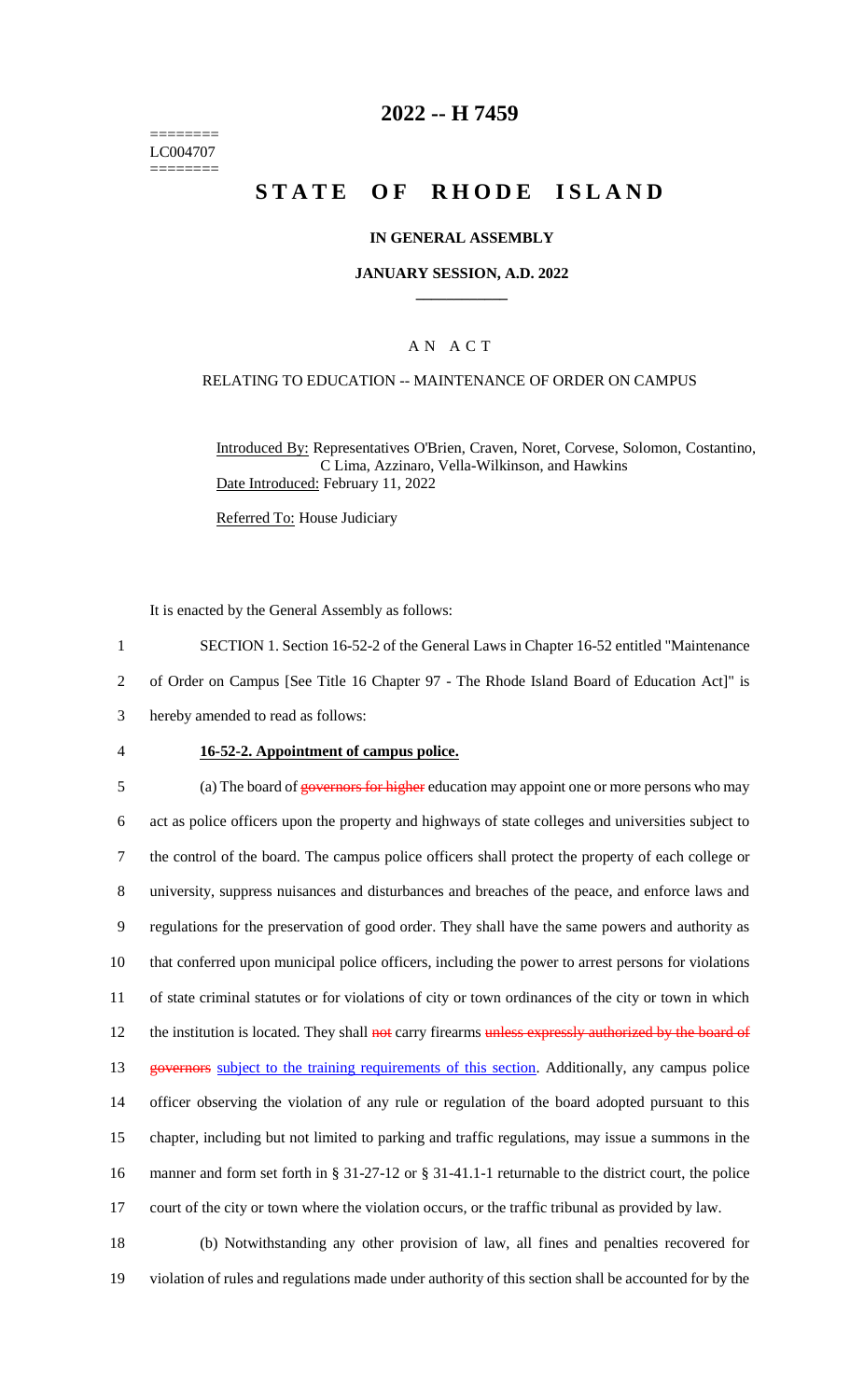========
LC004707
========

# 2022 -- H 7459

# STATE OF RHODE ISLAND

### IN GENERAL ASSEMBLY

### JANUARY SESSION, A.D. 2022

## A N A C T

### RELATING TO EDUCATION -- MAINTENANCE OF ORDER ON CAMPUS

Introduced By: Representatives O'Brien, Craven, Noret, Corvese, Solomon, Costantino, C Lima, Azzinaro, Vella-Wilkinson, and Hawkins

Date Introduced: February 11, 2022

Referred To: House Judiciary

It is enacted by the General Assembly as follows:

1 SECTION 1. Section 16-52-2 of the General Laws in Chapter 16-52 entitled "Maintenance
2 of Order on Campus [See Title 16 Chapter 97 - The Rhode Island Board of Education Act]" is
3 hereby amended to read as follows:

4 **16-52-2. Appointment of campus police.**

5 (a) The board of ~~governors for higher~~ education may appoint one or more persons who may
6 act as police officers upon the property and highways of state colleges and universities subject to
7 the control of the board. The campus police officers shall protect the property of each college or
8 university, suppress nuisances and disturbances and breaches of the peace, and enforce laws and
9 regulations for the preservation of good order. They shall have the same powers and authority as
10 that conferred upon municipal police officers, including the power to arrest persons for violations
11 of state criminal statutes or for violations of city or town ordinances of the city or town in which
12 the institution is located. They shall ~~not~~ carry firearms ~~unless expressly authorized by the board of~~
13 ~~governors~~ <u>subject to the training requirements of this section</u>. Additionally, any campus police
14 officer observing the violation of any rule or regulation of the board adopted pursuant to this
15 chapter, including but not limited to parking and traffic regulations, may issue a summons in the
16 manner and form set forth in § 31-27-12 or § 31-41.1-1 returnable to the district court, the police
17 court of the city or town where the violation occurs, or the traffic tribunal as provided by law.

18 (b) Notwithstanding any other provision of law, all fines and penalties recovered for
19 violation of rules and regulations made under authority of this section shall be accounted for by the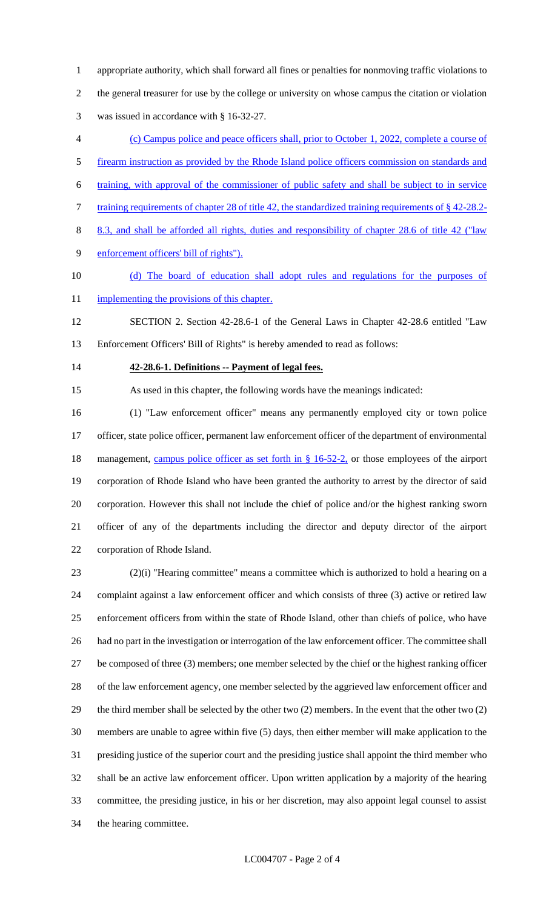appropriate authority, which shall forward all fines or penalties for nonmoving traffic violations to the general treasurer for use by the college or university on whose campus the citation or violation was issued in accordance with § 16-32-27.

(c) Campus police and peace officers shall, prior to October 1, 2022, complete a course of firearm instruction as provided by the Rhode Island police officers commission on standards and training, with approval of the commissioner of public safety and shall be subject to in service training requirements of chapter 28 of title 42, the standardized training requirements of § 42-28.2-8.3, and shall be afforded all rights, duties and responsibility of chapter 28.6 of title 42 ("law enforcement officers' bill of rights").

(d) The board of education shall adopt rules and regulations for the purposes of implementing the provisions of this chapter.

SECTION 2. Section 42-28.6-1 of the General Laws in Chapter 42-28.6 entitled "Law Enforcement Officers' Bill of Rights" is hereby amended to read as follows:

**42-28.6-1. Definitions -- Payment of legal fees.**

As used in this chapter, the following words have the meanings indicated:

(1) "Law enforcement officer" means any permanently employed city or town police officer, state police officer, permanent law enforcement officer of the department of environmental management, campus police officer as set forth in § 16-52-2, or those employees of the airport corporation of Rhode Island who have been granted the authority to arrest by the director of said corporation. However this shall not include the chief of police and/or the highest ranking sworn officer of any of the departments including the director and deputy director of the airport corporation of Rhode Island.

(2)(i) "Hearing committee" means a committee which is authorized to hold a hearing on a complaint against a law enforcement officer and which consists of three (3) active or retired law enforcement officers from within the state of Rhode Island, other than chiefs of police, who have had no part in the investigation or interrogation of the law enforcement officer. The committee shall be composed of three (3) members; one member selected by the chief or the highest ranking officer of the law enforcement agency, one member selected by the aggrieved law enforcement officer and the third member shall be selected by the other two (2) members. In the event that the other two (2) members are unable to agree within five (5) days, then either member will make application to the presiding justice of the superior court and the presiding justice shall appoint the third member who shall be an active law enforcement officer. Upon written application by a majority of the hearing committee, the presiding justice, in his or her discretion, may also appoint legal counsel to assist the hearing committee.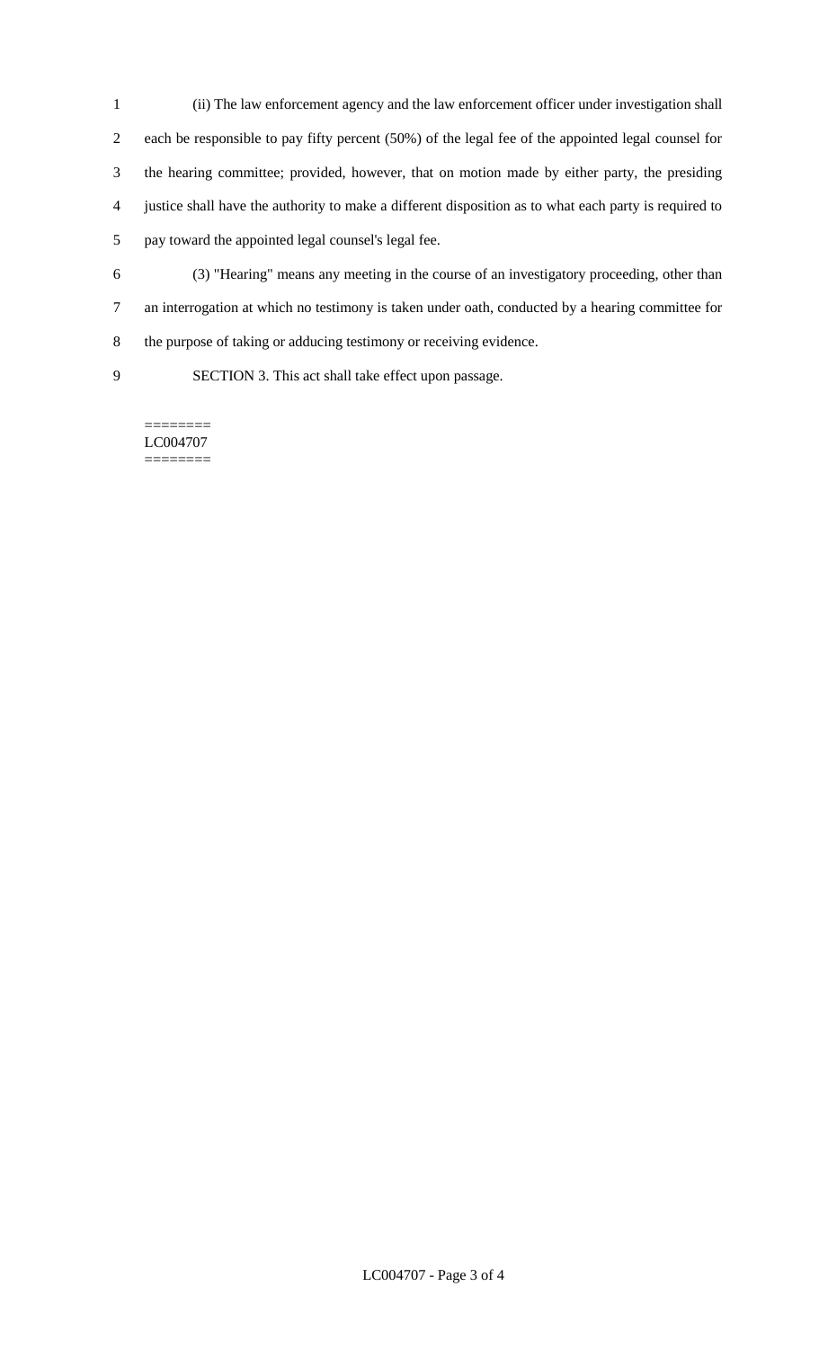(ii) The law enforcement agency and the law enforcement officer under investigation shall each be responsible to pay fifty percent (50%) of the legal fee of the appointed legal counsel for the hearing committee; provided, however, that on motion made by either party, the presiding justice shall have the authority to make a different disposition as to what each party is required to pay toward the appointed legal counsel's legal fee.

(3) "Hearing" means any meeting in the course of an investigatory proceeding, other than an interrogation at which no testimony is taken under oath, conducted by a hearing committee for the purpose of taking or adducing testimony or receiving evidence.

SECTION 3. This act shall take effect upon passage.

========
LC004707
========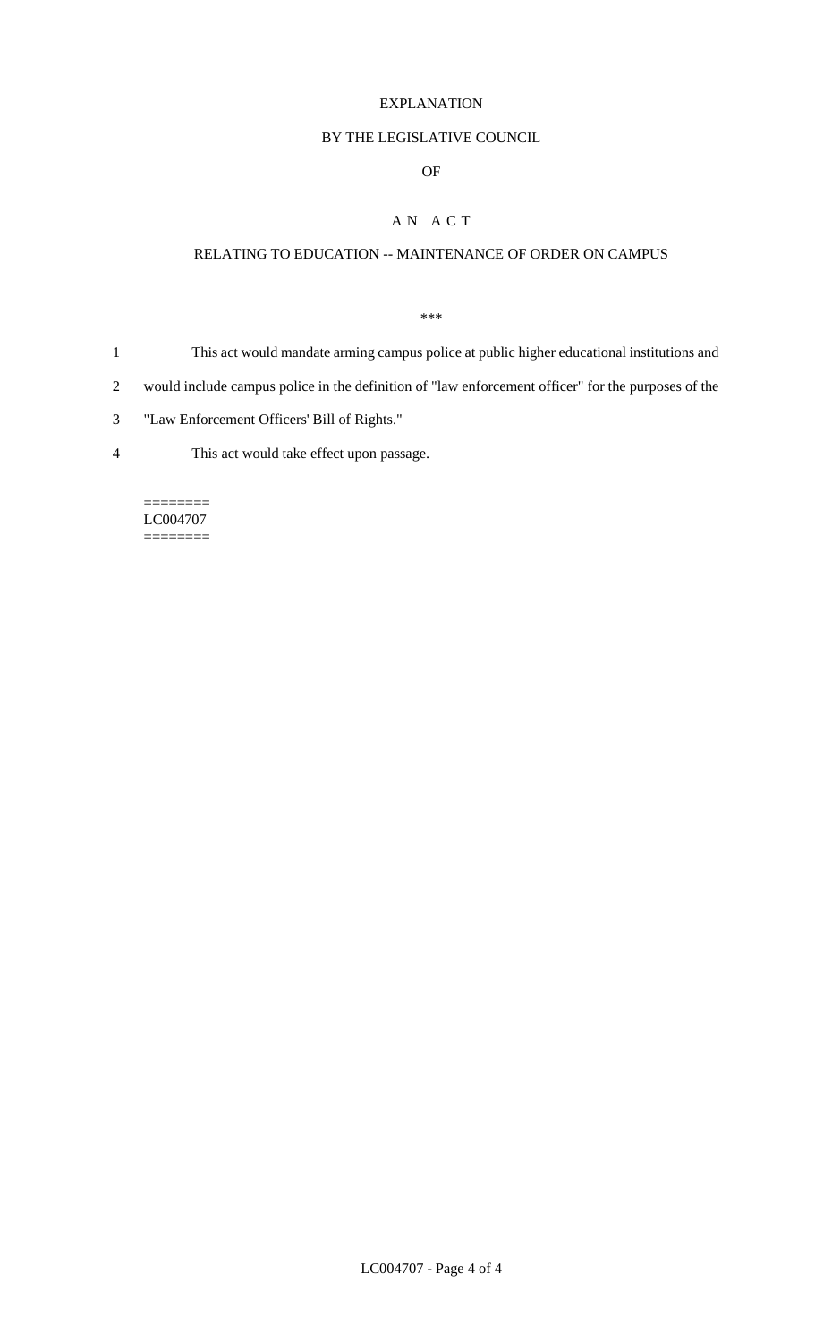EXPLANATION

BY THE LEGISLATIVE COUNCIL

OF

A N A C T

RELATING TO EDUCATION -- MAINTENANCE OF ORDER ON CAMPUS

\*\*\*

This act would mandate arming campus police at public higher educational institutions and would include campus police in the definition of "law enforcement officer" for the purposes of the "Law Enforcement Officers' Bill of Rights."

This act would take effect upon passage.

========
LC004707
========